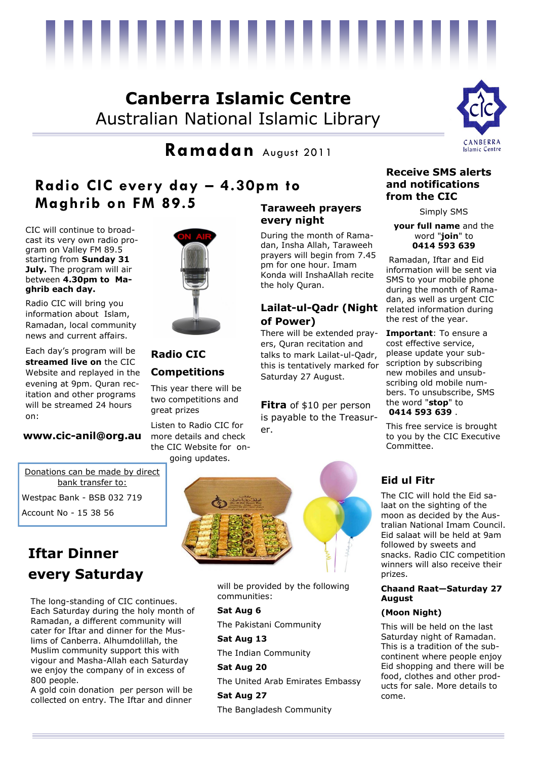# Canberra Islamic Centre

Australian National Islamic Library

CANBERRA Islamic Centre

## Ramadan August 2011

## Radio CIC every day – 4.30pm to Maghrib on FM 89.5

CIC will continue to broadcast its very own radio program on Valley FM 89.5 starting from **Sunday 31 July.** The program will air between **4.30pm to Maghrib each day.**

Radio CIC will bring you information about Islam, Ramadan, local community news and current affairs.

Each day's program will be **streamed live on** the CIC Website and replayed in the evening at 9pm. Quran recitation and other programs will be streamed 24 hours on:

**www.cic-anil@org.au**

ON AIR

### Radio CIC Competitions

This year there will be two competitions and great prizes

Listen to Radio CIC for more details and check the CIC Website for ongoing updates.

### Taraweeh prayers every night

During the month of Ramadan, Insha Allah, Taraweeh prayers will begin from 7.45 pm for one hour. Imam Konda will InshaAllah recite the holy Quran.

### Lailat-ul-Qadr (Night of Power)

There will be extended prayers, Quran recitation and talks to mark Lailat-ul-Qadr, this is tentatively marked for Saturday 27 August.

**Fitra** of $10 per person is payable to the Treasurer.

### Receive SMS alerts and notifications from the CIC

Simply SMS

**your full name** and the word "**join**" to **0414 593 639**

Ramadan, Iftar and Eid information will be sent via SMS to your mobile phone during the month of Ramadan, as well as urgent CIC related information during the rest of the year.

**Important**: To ensure a cost effective service, please update your subscription by subscribing new mobiles and unsubscribing old mobile numbers. To unsubscribe, SMS the word "**stop**" to **0414 593 639** .

This free service is brought to you by the CIC Executive Committee.

Donations can be made by direct bank transfer to:

Westpac Bank - BSB 032 719

Account No - 15 38 56

## Iftar Dinner every Saturday

The long-standing of CIC continues. Each Saturday during the holy month of Ramadan, a different community will cater for Iftar and dinner for the Muslims of Canberra. Alhumdolillah, the Muslim community support this with vigour and Masha-Allah each Saturday we enjoy the company of in excess of 800 people.
A gold coin donation per person will be collected on entry. The Iftar and dinner will be provided by the following communities:

**Sat Aug 6**

The Pakistani Community

**Sat Aug 13**

The Indian Community

**Sat Aug 20**

The United Arab Emirates Embassy

**Sat Aug 27**

The Bangladesh Community

### Eid ul Fitr

The CIC will hold the Eid salaat on the sighting of the moon as decided by the Australian National Imam Council. Eid salaat will be held at 9am followed by sweets and snacks. Radio CIC competition winners will also receive their prizes.

**Chaand Raat—Saturday 27 August**

**(Moon Night)**

This will be held on the last Saturday night of Ramadan. This is a tradition of the subcontinent where people enjoy Eid shopping and there will be food, clothes and other products for sale. More details to come.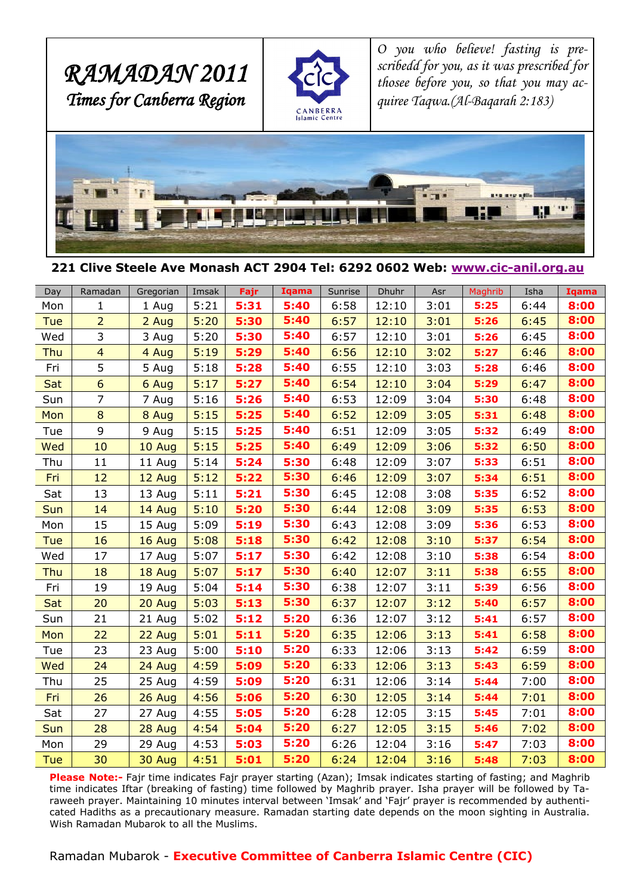# RAMADAN 2011

## Times for Canberra Region

CANBERRA Islamic Centre

*O you who believe! fasting is prescribedd for you, as it was prescribed for thosee before you, so that you may acquiree Taqwa.(Al-Baqarah 2:183)*

**221 Clive Steele Ave Monash ACT 2904 Tel: 6292 0602 Web: www.cic-anil.org.au**

| Day | Ramadan | Gregorian | Imsak | Fajr | Iqama | Sunrise | Dhuhr | Asr | Maghrib | Isha | Iqama |
|---|---|---|---|---|---|---|---|---|---|---|---|
| Mon | 1 | 1 Aug | 5:21 | 5:31 | 5:40 | 6:58 | 12:10 | 3:01 | 5:25 | 6:44 | 8:00 |
| Tue | 2 | 2 Aug | 5:20 | 5:30 | 5:40 | 6:57 | 12:10 | 3:01 | 5:26 | 6:45 | 8:00 |
| Wed | 3 | 3 Aug | 5:20 | 5:30 | 5:40 | 6:57 | 12:10 | 3:01 | 5:26 | 6:45 | 8:00 |
| Thu | 4 | 4 Aug | 5:19 | 5:29 | 5:40 | 6:56 | 12:10 | 3:02 | 5:27 | 6:46 | 8:00 |
| Fri | 5 | 5 Aug | 5:18 | 5:28 | 5:40 | 6:55 | 12:10 | 3:03 | 5:28 | 6:46 | 8:00 |
| Sat | 6 | 6 Aug | 5:17 | 5:27 | 5:40 | 6:54 | 12:10 | 3:04 | 5:29 | 6:47 | 8:00 |
| Sun | 7 | 7 Aug | 5:16 | 5:26 | 5:40 | 6:53 | 12:09 | 3:04 | 5:30 | 6:48 | 8:00 |
| Mon | 8 | 8 Aug | 5:15 | 5:25 | 5:40 | 6:52 | 12:09 | 3:05 | 5:31 | 6:48 | 8:00 |
| Tue | 9 | 9 Aug | 5:15 | 5:25 | 5:40 | 6:51 | 12:09 | 3:05 | 5:32 | 6:49 | 8:00 |
| Wed | 10 | 10 Aug | 5:15 | 5:25 | 5:40 | 6:49 | 12:09 | 3:06 | 5:32 | 6:50 | 8:00 |
| Thu | 11 | 11 Aug | 5:14 | 5:24 | 5:30 | 6:48 | 12:09 | 3:07 | 5:33 | 6:51 | 8:00 |
| Fri | 12 | 12 Aug | 5:12 | 5:22 | 5:30 | 6:46 | 12:09 | 3:07 | 5:34 | 6:51 | 8:00 |
| Sat | 13 | 13 Aug | 5:11 | 5:21 | 5:30 | 6:45 | 12:08 | 3:08 | 5:35 | 6:52 | 8:00 |
| Sun | 14 | 14 Aug | 5:10 | 5:20 | 5:30 | 6:44 | 12:08 | 3:09 | 5:35 | 6:53 | 8:00 |
| Mon | 15 | 15 Aug | 5:09 | 5:19 | 5:30 | 6:43 | 12:08 | 3:09 | 5:36 | 6:53 | 8:00 |
| Tue | 16 | 16 Aug | 5:08 | 5:18 | 5:30 | 6:42 | 12:08 | 3:10 | 5:37 | 6:54 | 8:00 |
| Wed | 17 | 17 Aug | 5:07 | 5:17 | 5:30 | 6:42 | 12:08 | 3:10 | 5:38 | 6:54 | 8:00 |
| Thu | 18 | 18 Aug | 5:07 | 5:17 | 5:30 | 6:40 | 12:07 | 3:11 | 5:38 | 6:55 | 8:00 |
| Fri | 19 | 19 Aug | 5:04 | 5:14 | 5:30 | 6:38 | 12:07 | 3:11 | 5:39 | 6:56 | 8:00 |
| Sat | 20 | 20 Aug | 5:03 | 5:13 | 5:30 | 6:37 | 12:07 | 3:12 | 5:40 | 6:57 | 8:00 |
| Sun | 21 | 21 Aug | 5:02 | 5:12 | 5:20 | 6:36 | 12:07 | 3:12 | 5:41 | 6:57 | 8:00 |
| Mon | 22 | 22 Aug | 5:01 | 5:11 | 5:20 | 6:35 | 12:06 | 3:13 | 5:41 | 6:58 | 8:00 |
| Tue | 23 | 23 Aug | 5:00 | 5:10 | 5:20 | 6:33 | 12:06 | 3:13 | 5:42 | 6:59 | 8:00 |
| Wed | 24 | 24 Aug | 4:59 | 5:09 | 5:20 | 6:33 | 12:06 | 3:13 | 5:43 | 6:59 | 8:00 |
| Thu | 25 | 25 Aug | 4:59 | 5:09 | 5:20 | 6:31 | 12:06 | 3:14 | 5:44 | 7:00 | 8:00 |
| Fri | 26 | 26 Aug | 4:56 | 5:06 | 5:20 | 6:30 | 12:05 | 3:14 | 5:44 | 7:01 | 8:00 |
| Sat | 27 | 27 Aug | 4:55 | 5:05 | 5:20 | 6:28 | 12:05 | 3:15 | 5:45 | 7:01 | 8:00 |
| Sun | 28 | 28 Aug | 4:54 | 5:04 | 5:20 | 6:27 | 12:05 | 3:15 | 5:46 | 7:02 | 8:00 |
| Mon | 29 | 29 Aug | 4:53 | 5:03 | 5:20 | 6:26 | 12:04 | 3:16 | 5:47 | 7:03 | 8:00 |
| Tue | 30 | 30 Aug | 4:51 | 5:01 | 5:20 | 6:24 | 12:04 | 3:16 | 5:48 | 7:03 | 8:00 |

**Please Note:-** Fajr time indicates Fajr prayer starting (Azan); Imsak indicates starting of fasting; and Maghrib time indicates Iftar (breaking of fasting) time followed by Maghrib prayer. Isha prayer will be followed by Taraweeh prayer. Maintaining 10 minutes interval between 'Imsak' and 'Fajr' prayer is recommended by authenticated Hadiths as a precautionary measure. Ramadan starting date depends on the moon sighting in Australia. Wish Ramadan Mubarok to all the Muslims.

Ramadan Mubarok - **Executive Committee of Canberra Islamic Centre (CIC)**